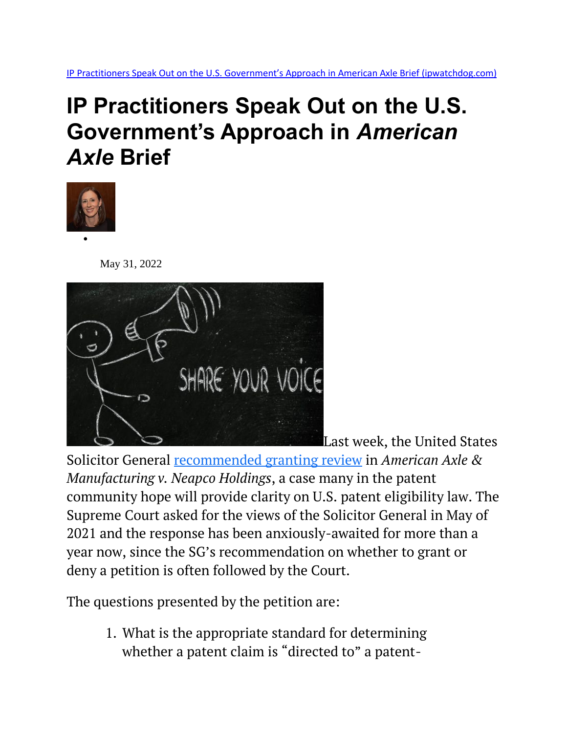[IP Practitioners Speak Out on the U.S. Government's Approach in American Axle Brief (ipwatchdog.com)](ipwatchdog.com)

# IP Practitioners Speak Out on the U.S. Government's Approach in *American Axle* Brief

May 31, 2022

Last week, the United States Solicitor General [recommended granting review](recommended granting review) in *American Axle & Manufacturing v. Neapco Holdings*, a case many in the patent community hope will provide clarity on U.S. patent eligibility law. The Supreme Court asked for the views of the Solicitor General in May of 2021 and the response has been anxiously-awaited for more than a year now, since the SG's recommendation on whether to grant or deny a petition is often followed by the Court.

The questions presented by the petition are:

1. What is the appropriate standard for determining whether a patent claim is "directed to" a patent-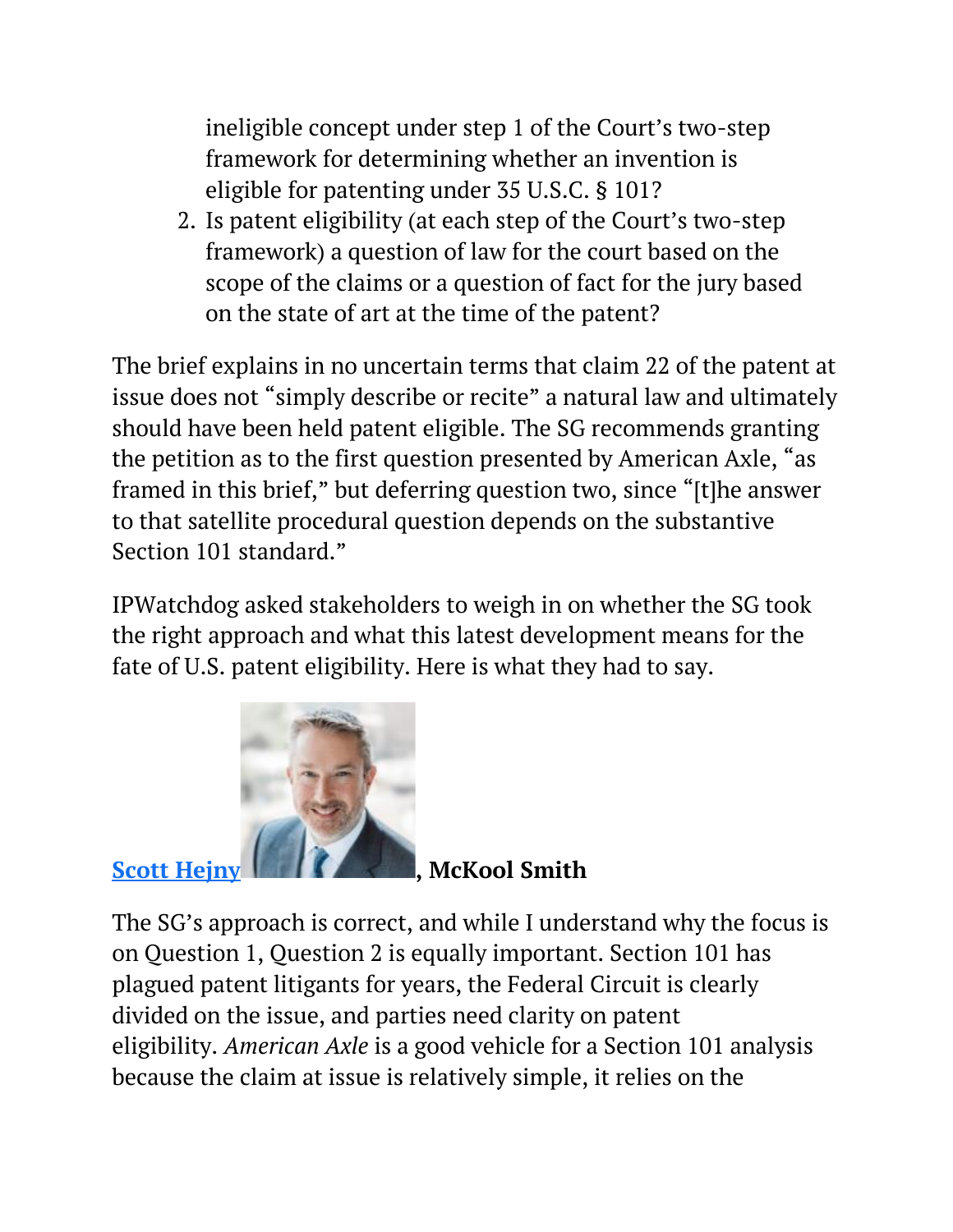ineligible concept under step 1 of the Court's two-step framework for determining whether an invention is eligible for patenting under 35 U.S.C. § 101?

2. Is patent eligibility (at each step of the Court's two-step framework) a question of law for the court based on the scope of the claims or a question of fact for the jury based on the state of art at the time of the patent?

The brief explains in no uncertain terms that claim 22 of the patent at issue does not "simply describe or recite" a natural law and ultimately should have been held patent eligible. The SG recommends granting the petition as to the first question presented by American Axle, "as framed in this brief," but deferring question two, since "[t]he answer to that satellite procedural question depends on the substantive Section 101 standard."

IPWatchdog asked stakeholders to weigh in on whether the SG took the right approach and what this latest development means for the fate of U.S. patent eligibility. Here is what they had to say.

**[Scott Hejny](), McKool Smith**

The SG's approach is correct, and while I understand why the focus is on Question 1, Question 2 is equally important. Section 101 has plagued patent litigants for years, the Federal Circuit is clearly divided on the issue, and parties need clarity on patent eligibility. *American Axle* is a good vehicle for a Section 101 analysis because the claim at issue is relatively simple, it relies on the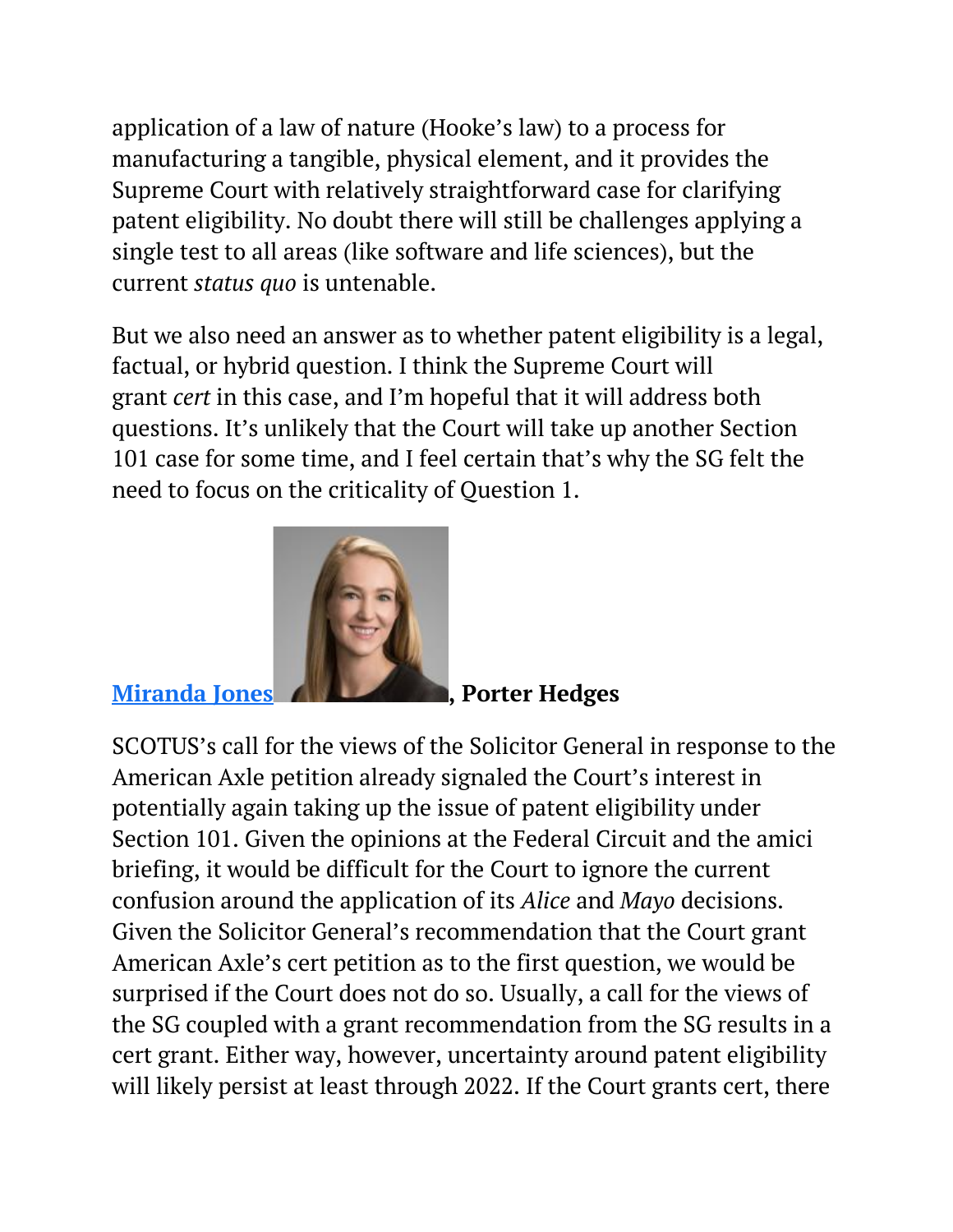application of a law of nature (Hooke's law) to a process for manufacturing a tangible, physical element, and it provides the Supreme Court with relatively straightforward case for clarifying patent eligibility. No doubt there will still be challenges applying a single test to all areas (like software and life sciences), but the current *status quo* is untenable.

But we also need an answer as to whether patent eligibility is a legal, factual, or hybrid question. I think the Supreme Court will grant *cert* in this case, and I'm hopeful that it will address both questions. It's unlikely that the Court will take up another Section 101 case for some time, and I feel certain that's why the SG felt the need to focus on the criticality of Question 1.

**Miranda Jones, Porter Hedges**

SCOTUS's call for the views of the Solicitor General in response to the American Axle petition already signaled the Court's interest in potentially again taking up the issue of patent eligibility under Section 101. Given the opinions at the Federal Circuit and the amici briefing, it would be difficult for the Court to ignore the current confusion around the application of its *Alice* and *Mayo* decisions. Given the Solicitor General's recommendation that the Court grant American Axle's cert petition as to the first question, we would be surprised if the Court does not do so. Usually, a call for the views of the SG coupled with a grant recommendation from the SG results in a cert grant. Either way, however, uncertainty around patent eligibility will likely persist at least through 2022. If the Court grants cert, there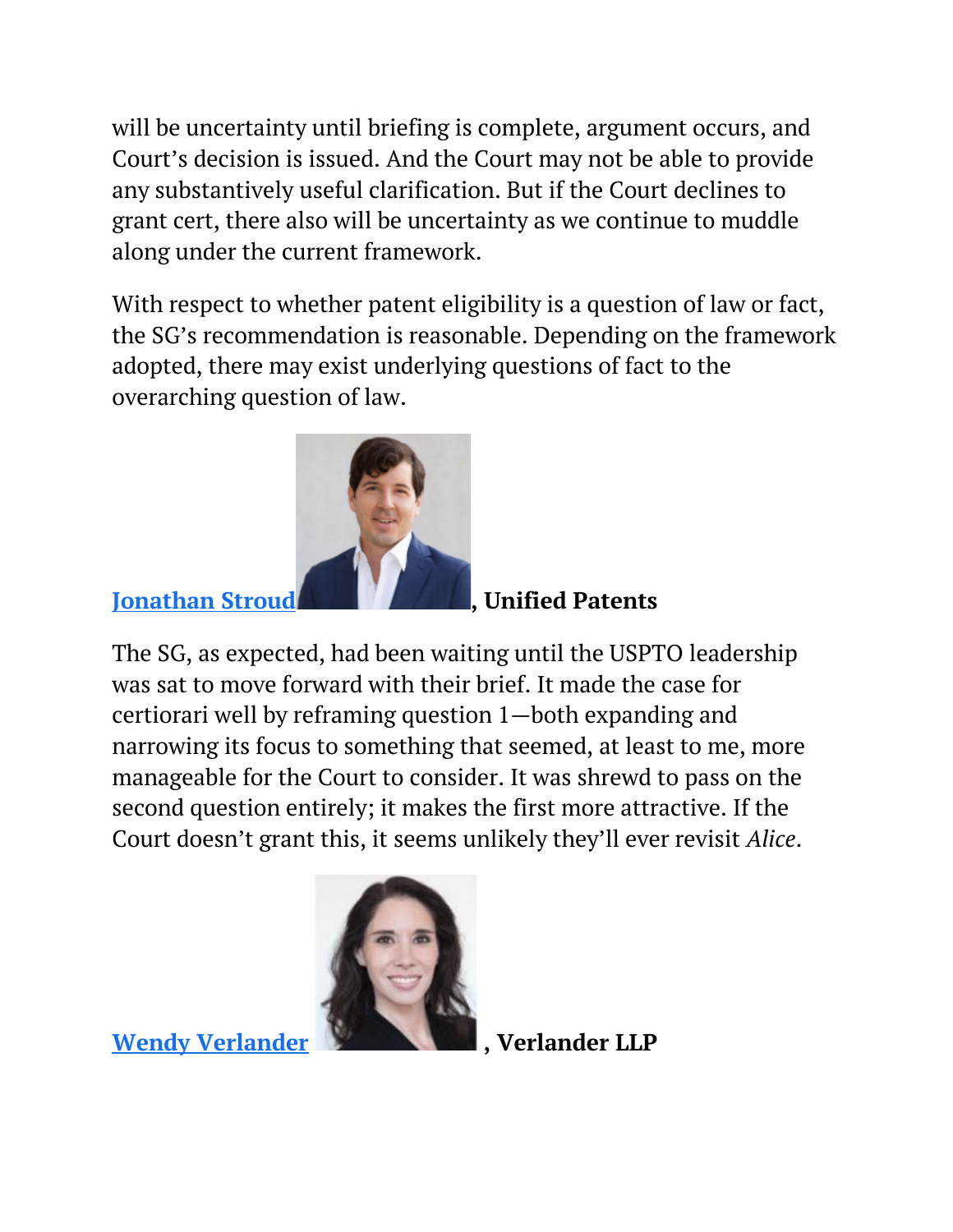will be uncertainty until briefing is complete, argument occurs, and Court's decision is issued. And the Court may not be able to provide any substantively useful clarification. But if the Court declines to grant cert, there also will be uncertainty as we continue to muddle along under the current framework.

With respect to whether patent eligibility is a question of law or fact, the SG's recommendation is reasonable. Depending on the framework adopted, there may exist underlying questions of fact to the overarching question of law.

**Jonathan Stroud, Unified Patents**

The SG, as expected, had been waiting until the USPTO leadership was sat to move forward with their brief. It made the case for certiorari well by reframing question 1—both expanding and narrowing its focus to something that seemed, at least to me, more manageable for the Court to consider. It was shrewd to pass on the second question entirely; it makes the first more attractive. If the Court doesn't grant this, it seems unlikely they'll ever revisit *Alice*.

**Wendy Verlander, Verlander LLP**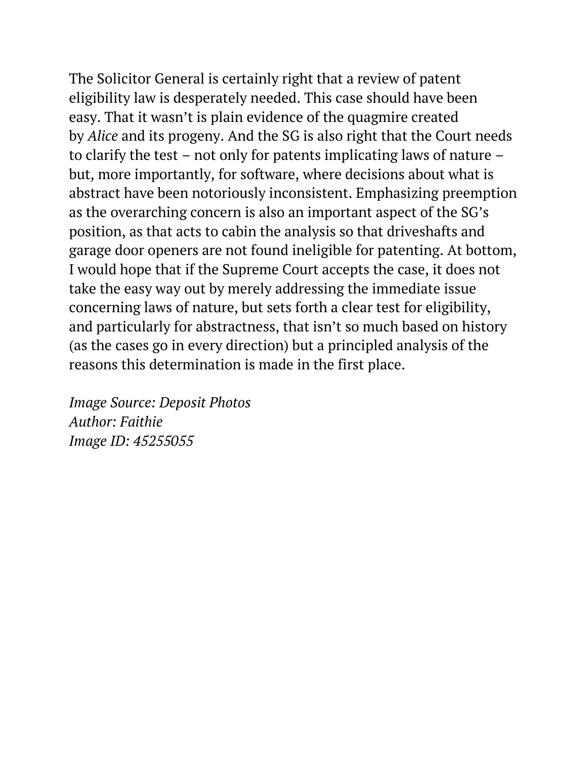The Solicitor General is certainly right that a review of patent eligibility law is desperately needed. This case should have been easy. That it wasn't is plain evidence of the quagmire created by *Alice* and its progeny. And the SG is also right that the Court needs to clarify the test – not only for patents implicating laws of nature – but, more importantly, for software, where decisions about what is abstract have been notoriously inconsistent. Emphasizing preemption as the overarching concern is also an important aspect of the SG's position, as that acts to cabin the analysis so that driveshafts and garage door openers are not found ineligible for patenting. At bottom, I would hope that if the Supreme Court accepts the case, it does not take the easy way out by merely addressing the immediate issue concerning laws of nature, but sets forth a clear test for eligibility, and particularly for abstractness, that isn't so much based on history (as the cases go in every direction) but a principled analysis of the reasons this determination is made in the first place.

*Image Source: Deposit Photos*
*Author: Faithie*
*Image ID: 45255055*